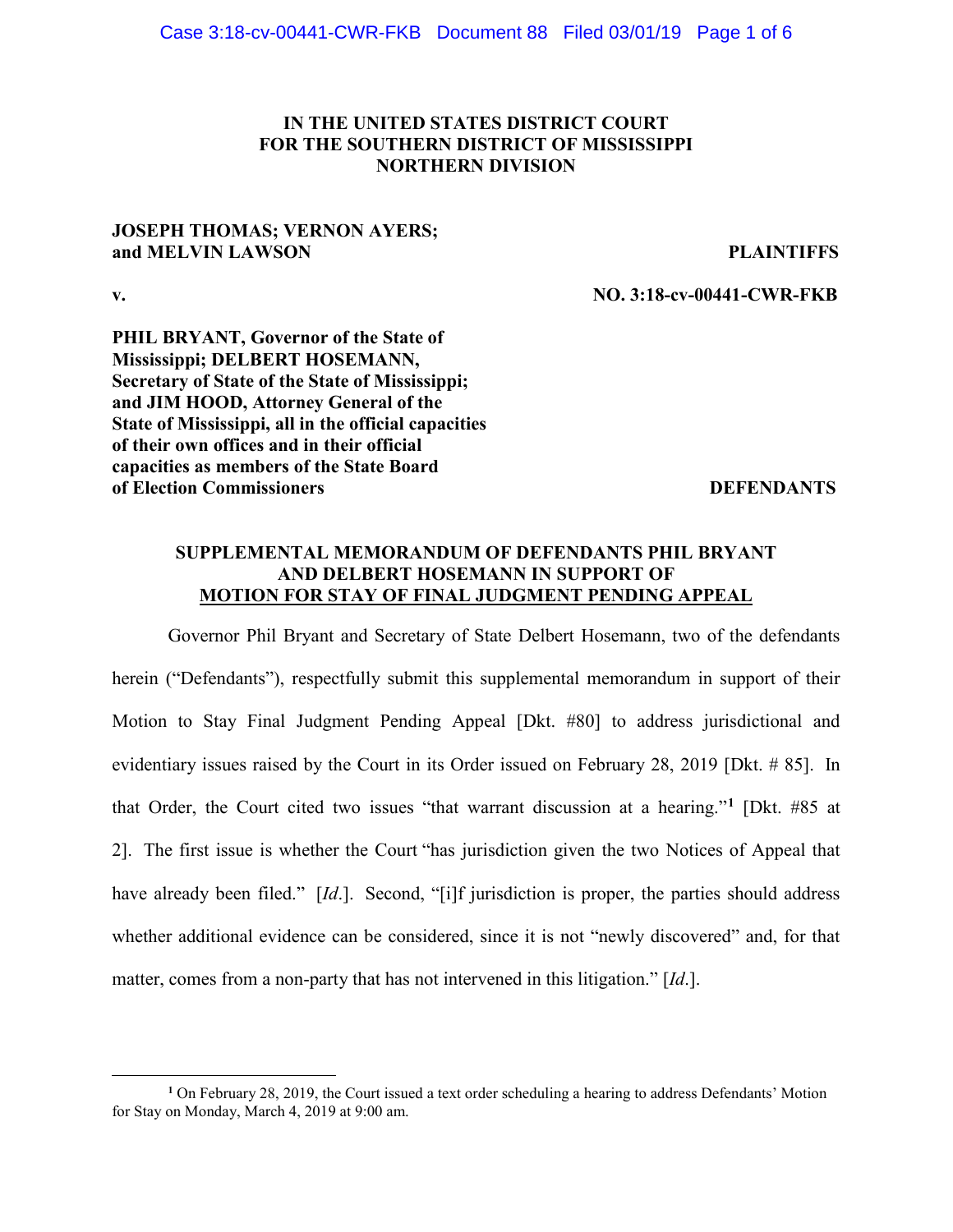**IN THE UNITED STATES DISTRICT COURT**
**FOR THE SOUTHERN DISTRICT OF MISSISSIPPI**
**NORTHERN DIVISION**

**JOSEPH THOMAS; VERNON AYERS; and MELVIN LAWSON** — **PLAINTIFFS**

**v.** — **NO. 3:18-cv-00441-CWR-FKB**

**PHIL BRYANT, Governor of the State of Mississippi; DELBERT HOSEMANN, Secretary of State of the State of Mississippi; and JIM HOOD, Attorney General of the State of Mississippi, all in the official capacities of their own offices and in their official capacities as members of the State Board of Election Commissioners** — **DEFENDANTS**

**SUPPLEMENTAL MEMORANDUM OF DEFENDANTS PHIL BRYANT AND DELBERT HOSEMANN IN SUPPORT OF MOTION FOR STAY OF FINAL JUDGMENT PENDING APPEAL**

Governor Phil Bryant and Secretary of State Delbert Hosemann, two of the defendants herein ("Defendants"), respectfully submit this supplemental memorandum in support of their Motion to Stay Final Judgment Pending Appeal [Dkt. #80] to address jurisdictional and evidentiary issues raised by the Court in its Order issued on February 28, 2019 [Dkt. # 85]. In that Order, the Court cited two issues "that warrant discussion at a hearing."[1] [Dkt. #85 at 2]. The first issue is whether the Court "has jurisdiction given the two Notices of Appeal that have already been filed." [*Id*.]. Second, "[i]f jurisdiction is proper, the parties should address whether additional evidence can be considered, since it is not "newly discovered" and, for that matter, comes from a non-party that has not intervened in this litigation." [*Id*.].

[1] On February 28, 2019, the Court issued a text order scheduling a hearing to address Defendants' Motion for Stay on Monday, March 4, 2019 at 9:00 am.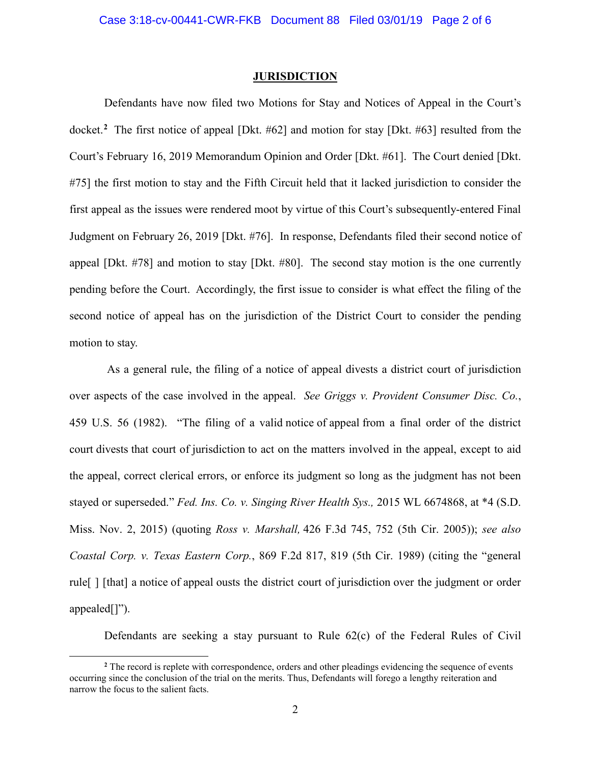## JURISDICTION

Defendants have now filed two Motions for Stay and Notices of Appeal in the Court's docket.[2] The first notice of appeal [Dkt. #62] and motion for stay [Dkt. #63] resulted from the Court's February 16, 2019 Memorandum Opinion and Order [Dkt. #61]. The Court denied [Dkt. #75] the first motion to stay and the Fifth Circuit held that it lacked jurisdiction to consider the first appeal as the issues were rendered moot by virtue of this Court's subsequently-entered Final Judgment on February 26, 2019 [Dkt. #76]. In response, Defendants filed their second notice of appeal [Dkt. #78] and motion to stay [Dkt. #80]. The second stay motion is the one currently pending before the Court. Accordingly, the first issue to consider is what effect the filing of the second notice of appeal has on the jurisdiction of the District Court to consider the pending motion to stay.

As a general rule, the filing of a notice of appeal divests a district court of jurisdiction over aspects of the case involved in the appeal. *See Griggs v. Provident Consumer Disc. Co.*, 459 U.S. 56 (1982). "The filing of a valid notice of appeal from a final order of the district court divests that court of jurisdiction to act on the matters involved in the appeal, except to aid the appeal, correct clerical errors, or enforce its judgment so long as the judgment has not been stayed or superseded." *Fed. Ins. Co. v. Singing River Health Sys.,* 2015 WL 6674868, at *4 (S.D. Miss. Nov. 2, 2015) (quoting *Ross v. Marshall,* 426 F.3d 745, 752 (5th Cir. 2005)); *see also Coastal Corp. v. Texas Eastern Corp.*, 869 F.2d 817, 819 (5th Cir. 1989) (citing the "general rule[ ] [that] a notice of appeal ousts the district court of jurisdiction over the judgment or order appealed[]").

Defendants are seeking a stay pursuant to Rule 62(c) of the Federal Rules of Civil

---

[2] The record is replete with correspondence, orders and other pleadings evidencing the sequence of events occurring since the conclusion of the trial on the merits. Thus, Defendants will forego a lengthy reiteration and narrow the focus to the salient facts.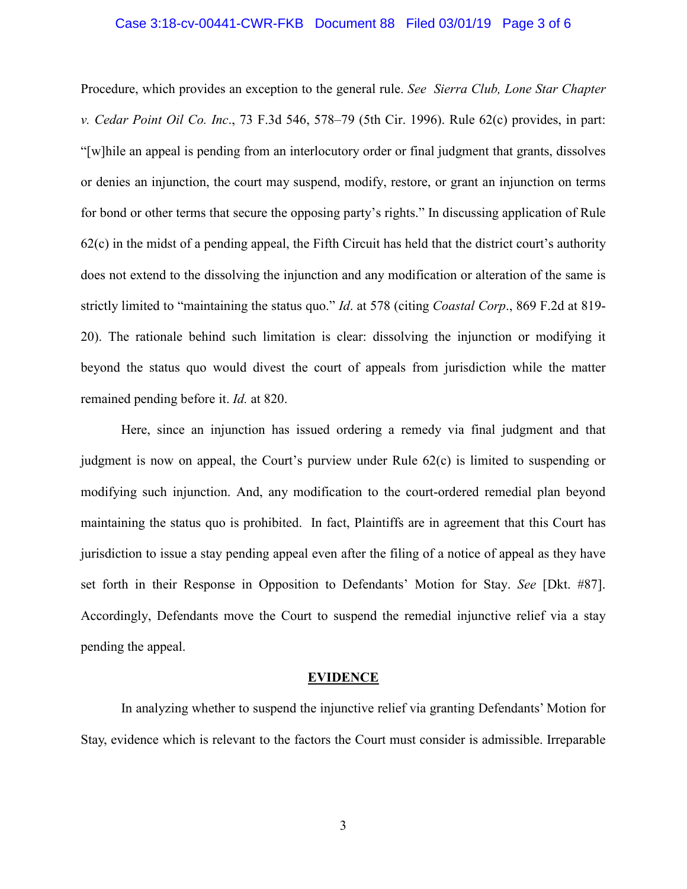Procedure, which provides an exception to the general rule. *See Sierra Club, Lone Star Chapter v. Cedar Point Oil Co. Inc*., 73 F.3d 546, 578–79 (5th Cir. 1996). Rule 62(c) provides, in part: "[w]hile an appeal is pending from an interlocutory order or final judgment that grants, dissolves or denies an injunction, the court may suspend, modify, restore, or grant an injunction on terms for bond or other terms that secure the opposing party's rights." In discussing application of Rule 62(c) in the midst of a pending appeal, the Fifth Circuit has held that the district court's authority does not extend to the dissolving the injunction and any modification or alteration of the same is strictly limited to "maintaining the status quo." *Id*. at 578 (citing *Coastal Corp*., 869 F.2d at 819-20). The rationale behind such limitation is clear: dissolving the injunction or modifying it beyond the status quo would divest the court of appeals from jurisdiction while the matter remained pending before it. *Id.* at 820.

Here, since an injunction has issued ordering a remedy via final judgment and that judgment is now on appeal, the Court's purview under Rule 62(c) is limited to suspending or modifying such injunction. And, any modification to the court-ordered remedial plan beyond maintaining the status quo is prohibited. In fact, Plaintiffs are in agreement that this Court has jurisdiction to issue a stay pending appeal even after the filing of a notice of appeal as they have set forth in their Response in Opposition to Defendants' Motion for Stay. *See* [Dkt. #87]. Accordingly, Defendants move the Court to suspend the remedial injunctive relief via a stay pending the appeal.

## EVIDENCE

In analyzing whether to suspend the injunctive relief via granting Defendants' Motion for Stay, evidence which is relevant to the factors the Court must consider is admissible. Irreparable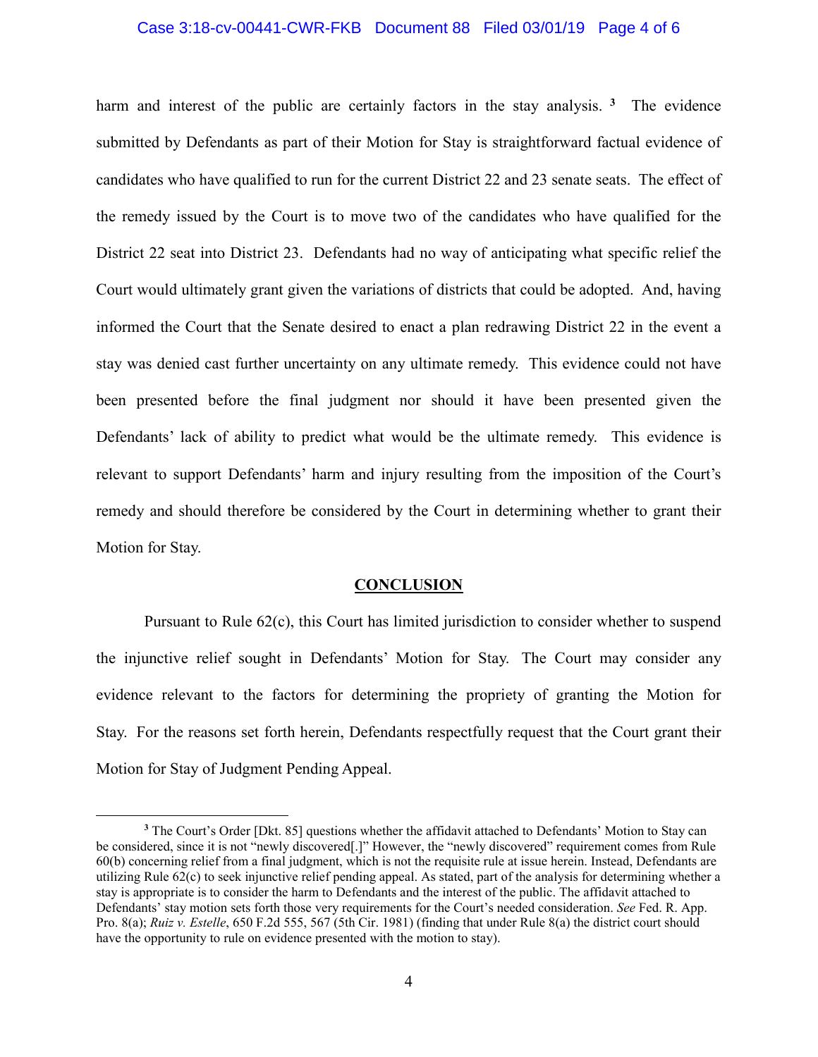harm and interest of the public are certainly factors in the stay analysis. [3] The evidence submitted by Defendants as part of their Motion for Stay is straightforward factual evidence of candidates who have qualified to run for the current District 22 and 23 senate seats. The effect of the remedy issued by the Court is to move two of the candidates who have qualified for the District 22 seat into District 23. Defendants had no way of anticipating what specific relief the Court would ultimately grant given the variations of districts that could be adopted. And, having informed the Court that the Senate desired to enact a plan redrawing District 22 in the event a stay was denied cast further uncertainty on any ultimate remedy. This evidence could not have been presented before the final judgment nor should it have been presented given the Defendants' lack of ability to predict what would be the ultimate remedy. This evidence is relevant to support Defendants' harm and injury resulting from the imposition of the Court's remedy and should therefore be considered by the Court in determining whether to grant their Motion for Stay.

## CONCLUSION

Pursuant to Rule 62(c), this Court has limited jurisdiction to consider whether to suspend the injunctive relief sought in Defendants' Motion for Stay. The Court may consider any evidence relevant to the factors for determining the propriety of granting the Motion for Stay. For the reasons set forth herein, Defendants respectfully request that the Court grant their Motion for Stay of Judgment Pending Appeal.

---

[3] The Court's Order [Dkt. 85] questions whether the affidavit attached to Defendants' Motion to Stay can be considered, since it is not "newly discovered[.]" However, the "newly discovered" requirement comes from Rule 60(b) concerning relief from a final judgment, which is not the requisite rule at issue herein. Instead, Defendants are utilizing Rule 62(c) to seek injunctive relief pending appeal. As stated, part of the analysis for determining whether a stay is appropriate is to consider the harm to Defendants and the interest of the public. The affidavit attached to Defendants' stay motion sets forth those very requirements for the Court's needed consideration. *See* Fed. R. App. Pro. 8(a); *Ruiz v. Estelle*, 650 F.2d 555, 567 (5th Cir. 1981) (finding that under Rule 8(a) the district court should have the opportunity to rule on evidence presented with the motion to stay).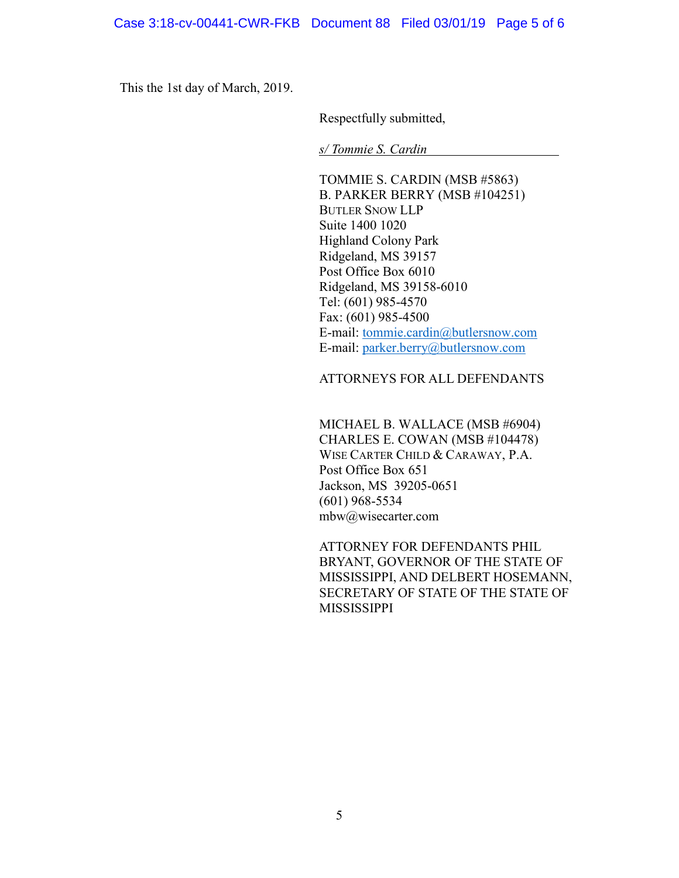This the 1st day of March, 2019.

Respectfully submitted,

*s/ Tommie S. Cardin*

TOMMIE S. CARDIN (MSB #5863)
B. PARKER BERRY (MSB #104251)
BUTLER SNOW LLP
Suite 1400 1020
Highland Colony Park
Ridgeland, MS 39157
Post Office Box 6010
Ridgeland, MS 39158-6010
Tel: (601) 985-4570
Fax: (601) 985-4500
E-mail: tommie.cardin@butlersnow.com
E-mail: parker.berry@butlersnow.com

ATTORNEYS FOR ALL DEFENDANTS

MICHAEL B. WALLACE (MSB #6904)
CHARLES E. COWAN (MSB #104478)
WISE CARTER CHILD & CARAWAY, P.A.
Post Office Box 651
Jackson, MS 39205-0651
(601) 968-5534
mbw@wisecarter.com

ATTORNEY FOR DEFENDANTS PHIL BRYANT, GOVERNOR OF THE STATE OF MISSISSIPPI, AND DELBERT HOSEMANN, SECRETARY OF STATE OF THE STATE OF MISSISSIPPI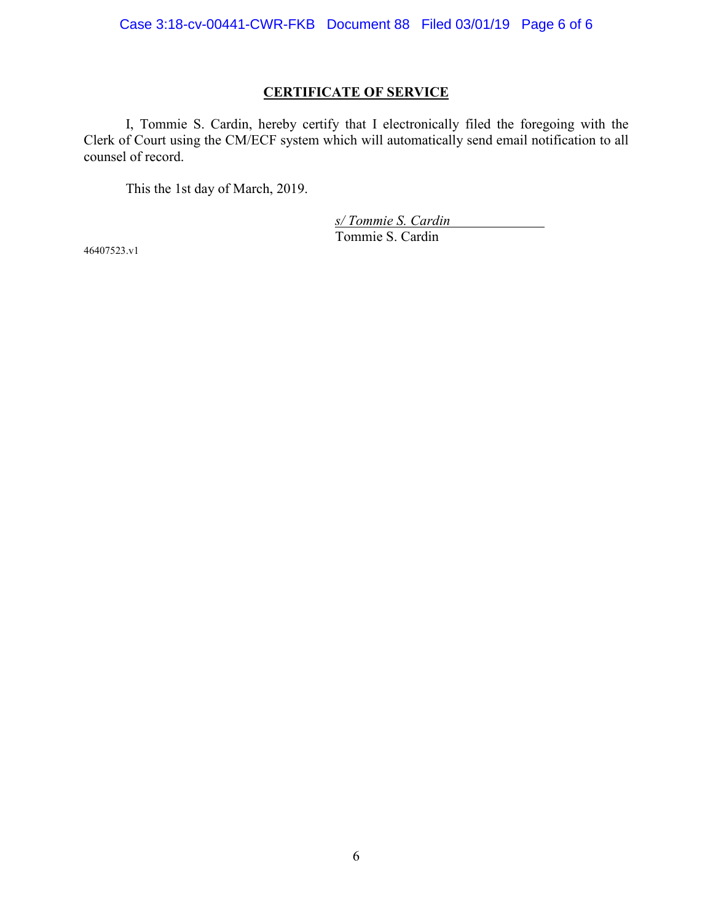**CERTIFICATE OF SERVICE**

I, Tommie S. Cardin, hereby certify that I electronically filed the foregoing with the Clerk of Court using the CM/ECF system which will automatically send email notification to all counsel of record.

This the 1st day of March, 2019.

*s/ Tommie S. Cardin*
Tommie S. Cardin

46407523.v1